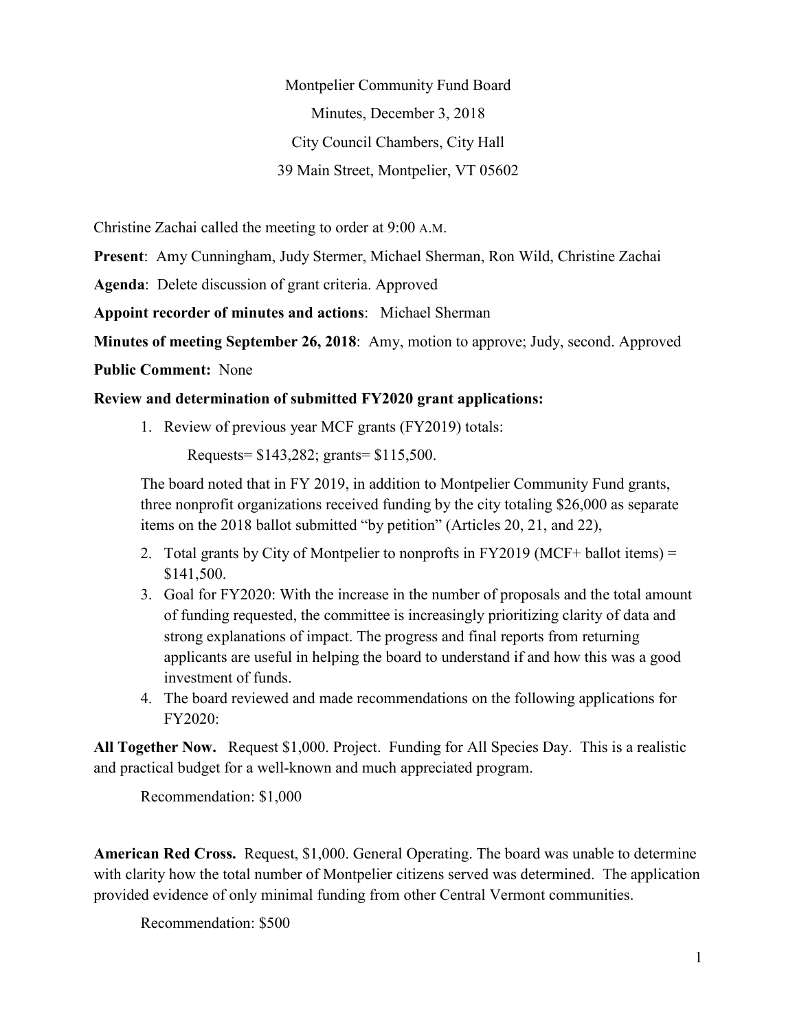Montpelier Community Fund Board

Minutes, December 3, 2018

City Council Chambers, City Hall

39 Main Street, Montpelier, VT 05602

Christine Zachai called the meeting to order at 9:00 A.M.

**Present**: Amy Cunningham, Judy Stermer, Michael Sherman, Ron Wild, Christine Zachai

**Agenda**: Delete discussion of grant criteria. Approved

**Appoint recorder of minutes and actions**: Michael Sherman

**Minutes of meeting September 26, 2018**: Amy, motion to approve; Judy, second. Approved

**Public Comment:** None

**Review and determination of submitted FY2020 grant applications:**

1. Review of previous year MCF grants (FY2019) totals:

   Requests= $143,282; grants= $115,500.

   The board noted that in FY 2019, in addition to Montpelier Community Fund grants, three nonprofit organizations received funding by the city totaling $26,000 as separate items on the 2018 ballot submitted "by petition" (Articles 20, 21, and 22),

2. Total grants by City of Montpelier to nonprofts in FY2019 (MCF+ ballot items) = $141,500.
3. Goal for FY2020: With the increase in the number of proposals and the total amount of funding requested, the committee is increasingly prioritizing clarity of data and strong explanations of impact. The progress and final reports from returning applicants are useful in helping the board to understand if and how this was a good investment of funds.
4. The board reviewed and made recommendations on the following applications for FY2020:

**All Together Now.** Request $1,000. Project. Funding for All Species Day. This is a realistic and practical budget for a well-known and much appreciated program.

Recommendation: $1,000

**American Red Cross.** Request, $1,000. General Operating. The board was unable to determine with clarity how the total number of Montpelier citizens served was determined. The application provided evidence of only minimal funding from other Central Vermont communities.

Recommendation: $500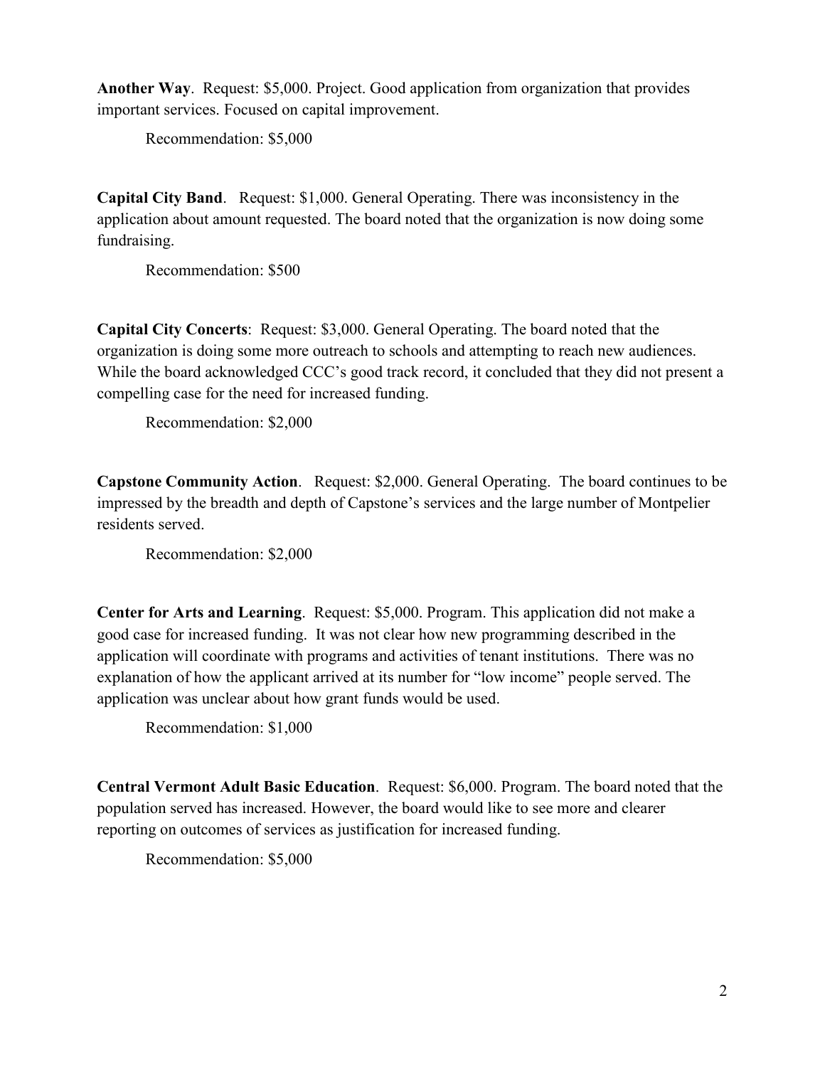**Another Way**. Request: $5,000. Project. Good application from organization that provides important services. Focused on capital improvement.

Recommendation: $5,000

**Capital City Band**. Request: $1,000. General Operating. There was inconsistency in the application about amount requested. The board noted that the organization is now doing some fundraising.

Recommendation: $500

**Capital City Concerts**: Request: $3,000. General Operating. The board noted that the organization is doing some more outreach to schools and attempting to reach new audiences. While the board acknowledged CCC's good track record, it concluded that they did not present a compelling case for the need for increased funding.

Recommendation: $2,000

**Capstone Community Action**. Request: $2,000. General Operating. The board continues to be impressed by the breadth and depth of Capstone's services and the large number of Montpelier residents served.

Recommendation: $2,000

**Center for Arts and Learning**. Request: $5,000. Program. This application did not make a good case for increased funding. It was not clear how new programming described in the application will coordinate with programs and activities of tenant institutions. There was no explanation of how the applicant arrived at its number for "low income" people served. The application was unclear about how grant funds would be used.

Recommendation: $1,000

**Central Vermont Adult Basic Education**. Request: $6,000. Program. The board noted that the population served has increased. However, the board would like to see more and clearer reporting on outcomes of services as justification for increased funding.

Recommendation: $5,000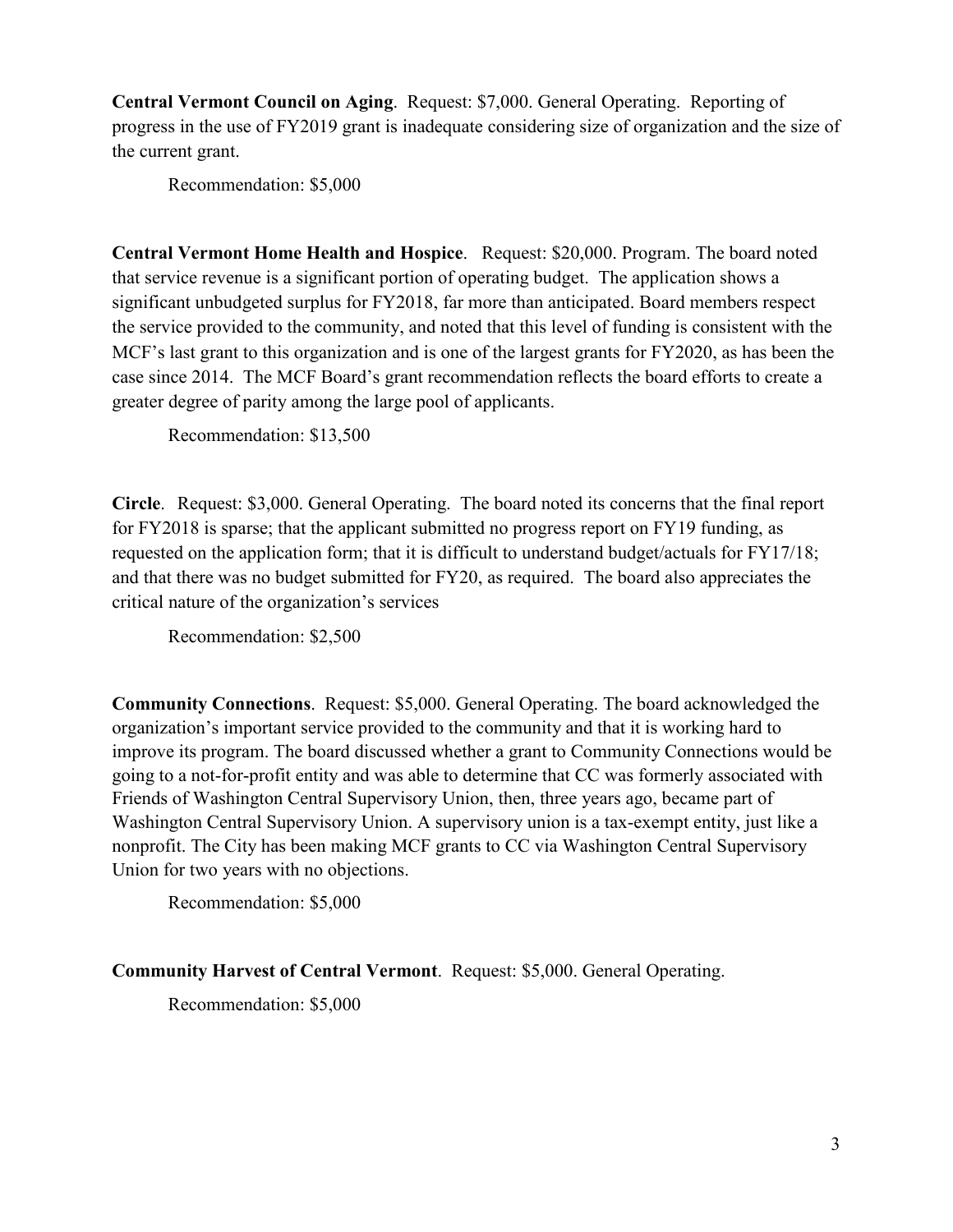**Central Vermont Council on Aging**. Request: $7,000. General Operating. Reporting of progress in the use of FY2019 grant is inadequate considering size of organization and the size of the current grant.

Recommendation: $5,000

**Central Vermont Home Health and Hospice**. Request: $20,000. Program. The board noted that service revenue is a significant portion of operating budget. The application shows a significant unbudgeted surplus for FY2018, far more than anticipated. Board members respect the service provided to the community, and noted that this level of funding is consistent with the MCF's last grant to this organization and is one of the largest grants for FY2020, as has been the case since 2014. The MCF Board's grant recommendation reflects the board efforts to create a greater degree of parity among the large pool of applicants.

Recommendation: $13,500

**Circle**. Request: $3,000. General Operating. The board noted its concerns that the final report for FY2018 is sparse; that the applicant submitted no progress report on FY19 funding, as requested on the application form; that it is difficult to understand budget/actuals for FY17/18; and that there was no budget submitted for FY20, as required. The board also appreciates the critical nature of the organization's services

Recommendation: $2,500

**Community Connections**. Request: $5,000. General Operating. The board acknowledged the organization's important service provided to the community and that it is working hard to improve its program. The board discussed whether a grant to Community Connections would be going to a not-for-profit entity and was able to determine that CC was formerly associated with Friends of Washington Central Supervisory Union, then, three years ago, became part of Washington Central Supervisory Union. A supervisory union is a tax-exempt entity, just like a nonprofit. The City has been making MCF grants to CC via Washington Central Supervisory Union for two years with no objections.

Recommendation: $5,000

**Community Harvest of Central Vermont**. Request: $5,000. General Operating.

Recommendation: $5,000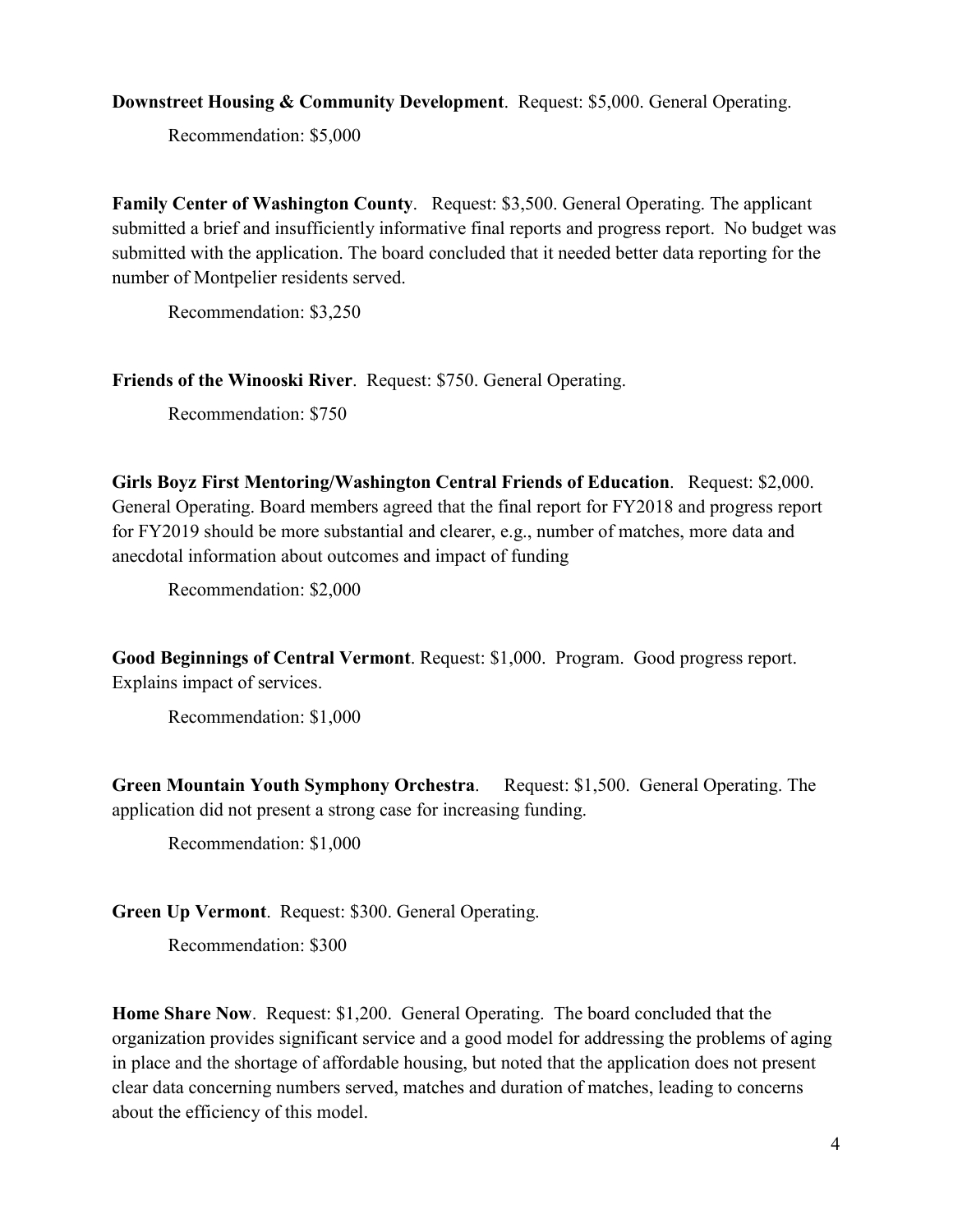**Downstreet Housing & Community Development**. Request: $5,000. General Operating.

Recommendation: $5,000

**Family Center of Washington County**. Request: $3,500. General Operating. The applicant submitted a brief and insufficiently informative final reports and progress report. No budget was submitted with the application. The board concluded that it needed better data reporting for the number of Montpelier residents served.

Recommendation: $3,250

**Friends of the Winooski River**. Request: $750. General Operating.

Recommendation: $750

**Girls Boyz First Mentoring/Washington Central Friends of Education**. Request: $2,000. General Operating. Board members agreed that the final report for FY2018 and progress report for FY2019 should be more substantial and clearer, e.g., number of matches, more data and anecdotal information about outcomes and impact of funding

Recommendation: $2,000

**Good Beginnings of Central Vermont**. Request: $1,000. Program. Good progress report. Explains impact of services.

Recommendation: $1,000

**Green Mountain Youth Symphony Orchestra**. Request: $1,500. General Operating. The application did not present a strong case for increasing funding.

Recommendation: $1,000

**Green Up Vermont**. Request: $300. General Operating.

Recommendation: $300

**Home Share Now**. Request: $1,200. General Operating. The board concluded that the organization provides significant service and a good model for addressing the problems of aging in place and the shortage of affordable housing, but noted that the application does not present clear data concerning numbers served, matches and duration of matches, leading to concerns about the efficiency of this model.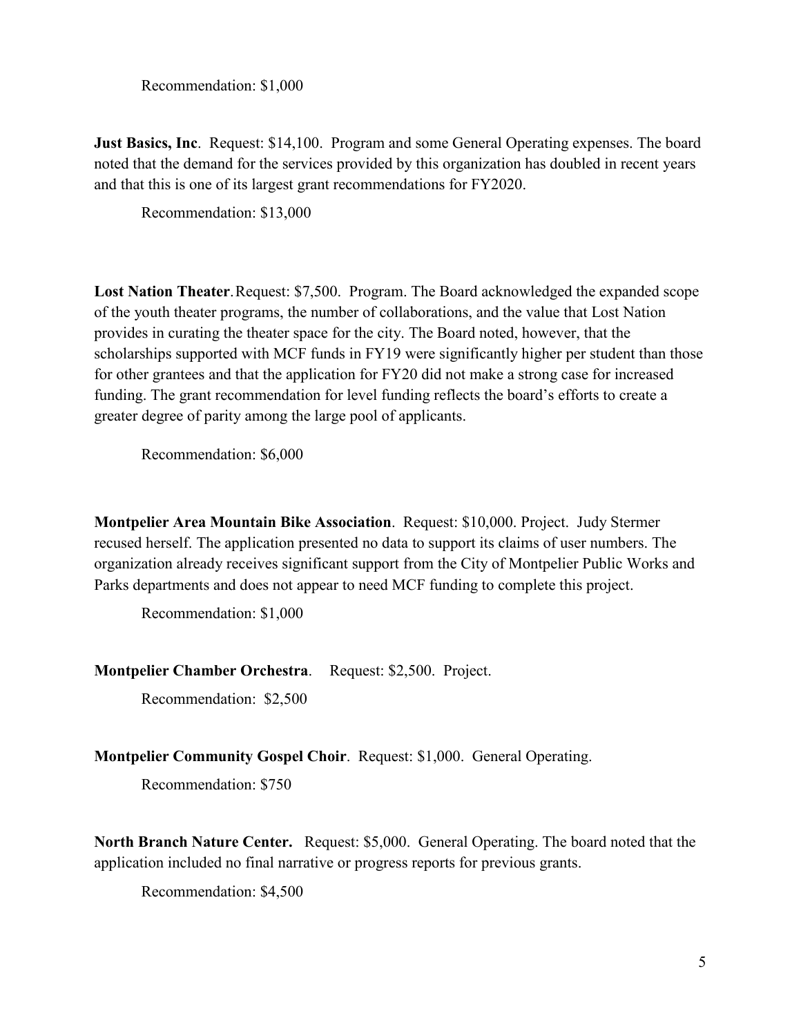Recommendation: $1,000

**Just Basics, Inc**. Request: $14,100. Program and some General Operating expenses. The board noted that the demand for the services provided by this organization has doubled in recent years and that this is one of its largest grant recommendations for FY2020.

Recommendation: $13,000

**Lost Nation Theater**. Request: $7,500. Program. The Board acknowledged the expanded scope of the youth theater programs, the number of collaborations, and the value that Lost Nation provides in curating the theater space for the city. The Board noted, however, that the scholarships supported with MCF funds in FY19 were significantly higher per student than those for other grantees and that the application for FY20 did not make a strong case for increased funding. The grant recommendation for level funding reflects the board's efforts to create a greater degree of parity among the large pool of applicants.

Recommendation: $6,000

**Montpelier Area Mountain Bike Association**. Request: $10,000. Project. Judy Stermer recused herself. The application presented no data to support its claims of user numbers. The organization already receives significant support from the City of Montpelier Public Works and Parks departments and does not appear to need MCF funding to complete this project.

Recommendation: $1,000

**Montpelier Chamber Orchestra**. Request: $2,500. Project.

Recommendation: $2,500

**Montpelier Community Gospel Choir**. Request: $1,000. General Operating.

Recommendation: $750

**North Branch Nature Center.** Request: $5,000. General Operating. The board noted that the application included no final narrative or progress reports for previous grants.

Recommendation: $4,500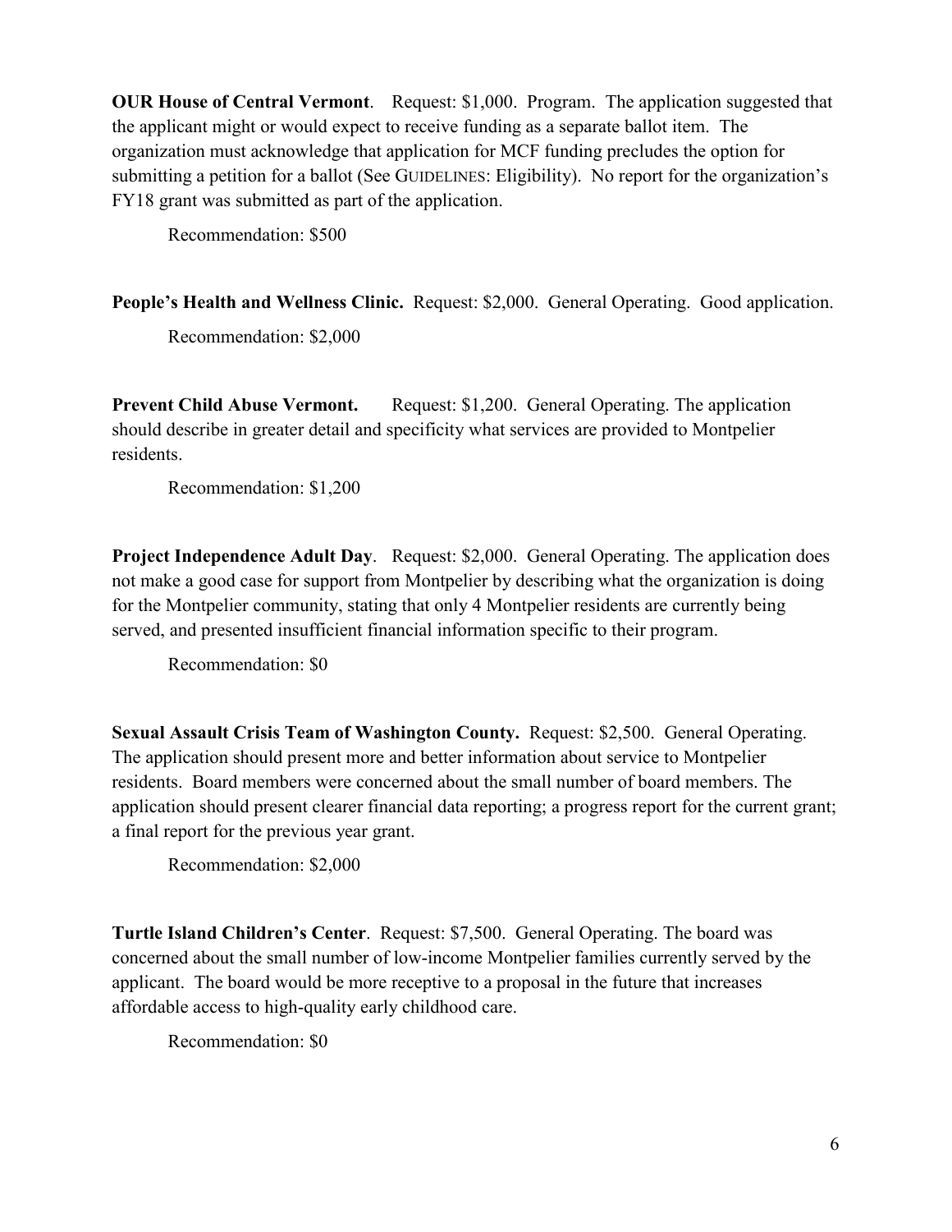**OUR House of Central Vermont**. Request: $1,000. Program. The application suggested that the applicant might or would expect to receive funding as a separate ballot item. The organization must acknowledge that application for MCF funding precludes the option for submitting a petition for a ballot (See GUIDELINES: Eligibility). No report for the organization's FY18 grant was submitted as part of the application.

Recommendation: $500

**People's Health and Wellness Clinic.** Request: $2,000. General Operating. Good application.

Recommendation: $2,000

**Prevent Child Abuse Vermont.** Request: $1,200. General Operating. The application should describe in greater detail and specificity what services are provided to Montpelier residents.

Recommendation: $1,200

**Project Independence Adult Day**. Request: $2,000. General Operating. The application does not make a good case for support from Montpelier by describing what the organization is doing for the Montpelier community, stating that only 4 Montpelier residents are currently being served, and presented insufficient financial information specific to their program.

Recommendation: $0

**Sexual Assault Crisis Team of Washington County.** Request: $2,500. General Operating. The application should present more and better information about service to Montpelier residents. Board members were concerned about the small number of board members. The application should present clearer financial data reporting; a progress report for the current grant; a final report for the previous year grant.

Recommendation: $2,000

**Turtle Island Children's Center**. Request: $7,500. General Operating. The board was concerned about the small number of low-income Montpelier families currently served by the applicant. The board would be more receptive to a proposal in the future that increases affordable access to high-quality early childhood care.

Recommendation: $0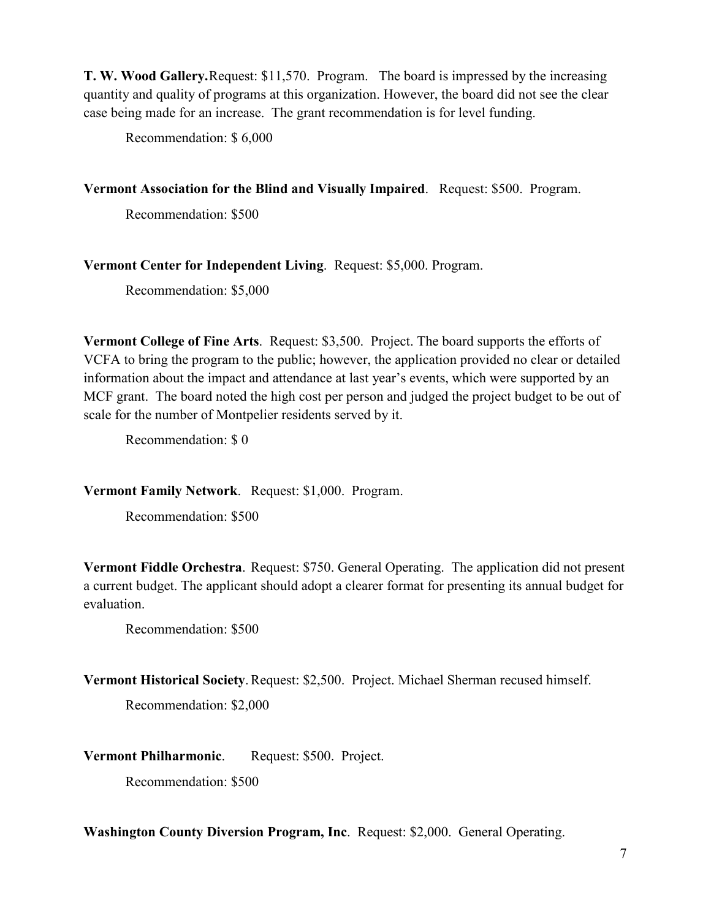**T. W. Wood Gallery.** Request: $11,570. Program. The board is impressed by the increasing quantity and quality of programs at this organization. However, the board did not see the clear case being made for an increase. The grant recommendation is for level funding.

Recommendation: $ 6,000

**Vermont Association for the Blind and Visually Impaired**. Request: $500. Program.

Recommendation: $500

**Vermont Center for Independent Living**. Request: $5,000. Program.

Recommendation: $5,000

**Vermont College of Fine Arts**. Request: $3,500. Project. The board supports the efforts of VCFA to bring the program to the public; however, the application provided no clear or detailed information about the impact and attendance at last year's events, which were supported by an MCF grant. The board noted the high cost per person and judged the project budget to be out of scale for the number of Montpelier residents served by it.

Recommendation: $ 0

**Vermont Family Network**. Request: $1,000. Program.

Recommendation: $500

**Vermont Fiddle Orchestra**. Request: $750. General Operating. The application did not present a current budget. The applicant should adopt a clearer format for presenting its annual budget for evaluation.

Recommendation: $500

**Vermont Historical Society**. Request: $2,500. Project. Michael Sherman recused himself.

Recommendation: $2,000

**Vermont Philharmonic**. Request: $500. Project.

Recommendation: $500

**Washington County Diversion Program, Inc**. Request: $2,000. General Operating.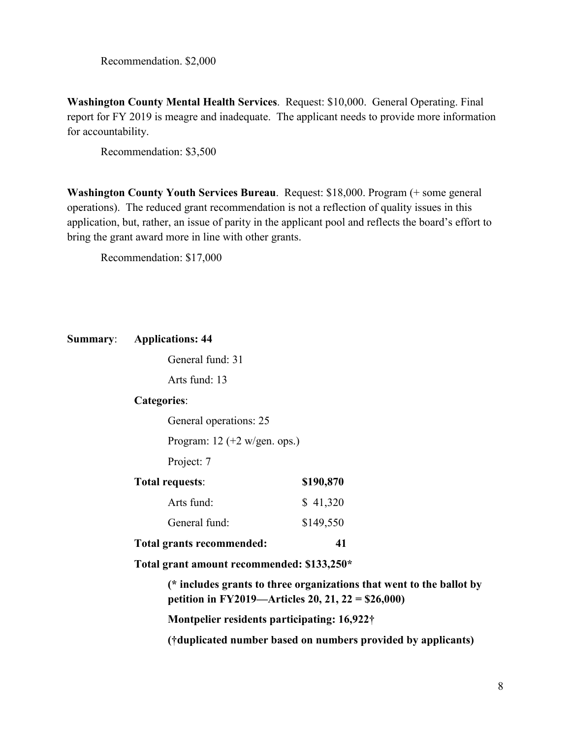Recommendation. $2,000

**Washington County Mental Health Services**. Request: $10,000. General Operating. Final report for FY 2019 is meagre and inadequate. The applicant needs to provide more information for accountability.

Recommendation: $3,500

**Washington County Youth Services Bureau**. Request: $18,000. Program (+ some general operations). The reduced grant recommendation is not a reflection of quality issues in this application, but, rather, an issue of parity in the applicant pool and reflects the board's effort to bring the grant award more in line with other grants.

Recommendation: $17,000

**Summary**: **Applications: 44**

General fund: 31

Arts fund: 13

**Categories**:

General operations: 25

Program: 12 (+2 w/gen. ops.)

Project: 7

| | |
|---|---|
| **Total requests**: | **$190,870** |
| Arts fund: | $ 41,320 |
| General fund: | $149,550 |
| **Total grants recommended:** | **41** |

**Total grant amount recommended: $133,250***

**(* includes grants to three organizations that went to the ballot by petition in FY2019—Articles 20, 21, 22 = $26,000)**

**Montpelier residents participating: 16,922†**

**(†duplicated number based on numbers provided by applicants)**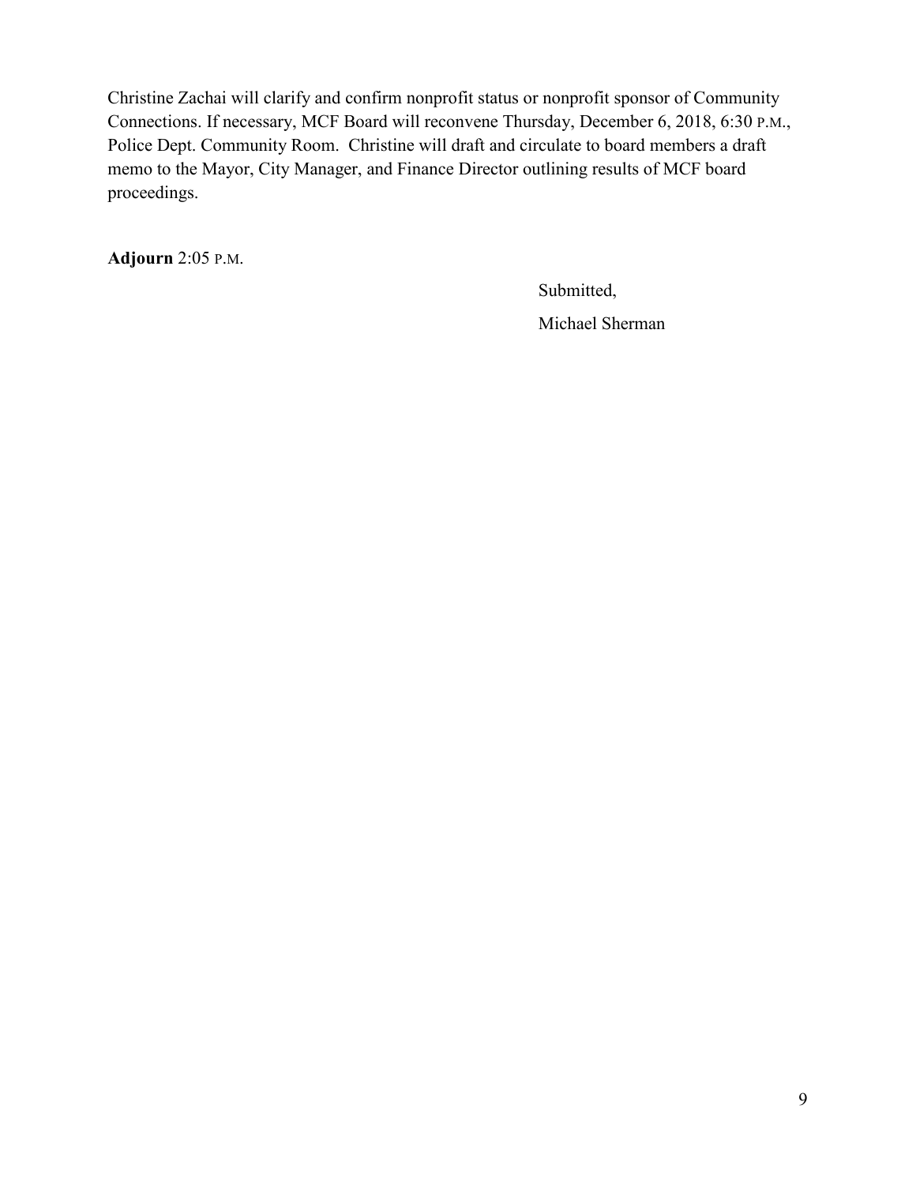Christine Zachai will clarify and confirm nonprofit status or nonprofit sponsor of Community Connections. If necessary, MCF Board will reconvene Thursday, December 6, 2018, 6:30 P.M., Police Dept. Community Room. Christine will draft and circulate to board members a draft memo to the Mayor, City Manager, and Finance Director outlining results of MCF board proceedings.

**Adjourn** 2:05 P.M.

Submitted,

Michael Sherman